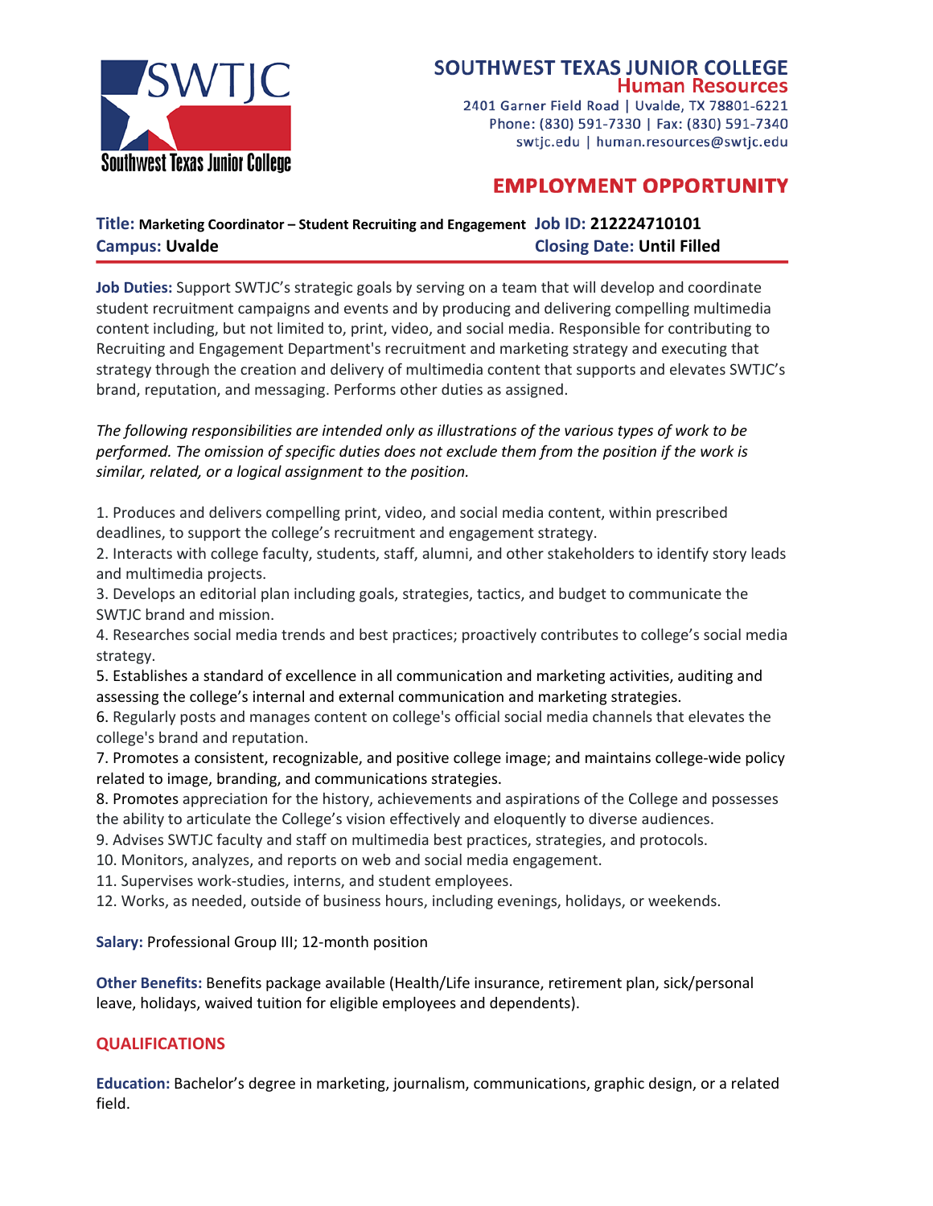# SOUTHWEST TEXAS JUNIOR COLLEGE

## Human Resources

2401 Garner Field Road | Uvalde, TX 78801-6221
Phone: (830) 591-7330 | Fax: (830) 591-7340
swtjc.edu | human.resources@swtjc.edu

## EMPLOYMENT OPPORTUNITY

**Title:** **Marketing Coordinator – Student Recruiting and Engagement** **Job ID:** **212224710101**
**Campus:** **Uvalde** **Closing Date:** **Until Filled**

**Job Duties:** Support SWTJC's strategic goals by serving on a team that will develop and coordinate student recruitment campaigns and events and by producing and delivering compelling multimedia content including, but not limited to, print, video, and social media. Responsible for contributing to Recruiting and Engagement Department's recruitment and marketing strategy and executing that strategy through the creation and delivery of multimedia content that supports and elevates SWTJC's brand, reputation, and messaging. Performs other duties as assigned.

*The following responsibilities are intended only as illustrations of the various types of work to be performed. The omission of specific duties does not exclude them from the position if the work is similar, related, or a logical assignment to the position.*

1. Produces and delivers compelling print, video, and social media content, within prescribed deadlines, to support the college's recruitment and engagement strategy.
2. Interacts with college faculty, students, staff, alumni, and other stakeholders to identify story leads and multimedia projects.
3. Develops an editorial plan including goals, strategies, tactics, and budget to communicate the SWTJC brand and mission.
4. Researches social media trends and best practices; proactively contributes to college's social media strategy.
5. Establishes a standard of excellence in all communication and marketing activities, auditing and assessing the college's internal and external communication and marketing strategies.
6. Regularly posts and manages content on college's official social media channels that elevates the college's brand and reputation.
7. Promotes a consistent, recognizable, and positive college image; and maintains college-wide policy related to image, branding, and communications strategies.
8. Promotes appreciation for the history, achievements and aspirations of the College and possesses the ability to articulate the College's vision effectively and eloquently to diverse audiences.
9. Advises SWTJC faculty and staff on multimedia best practices, strategies, and protocols.
10. Monitors, analyzes, and reports on web and social media engagement.
11. Supervises work-studies, interns, and student employees.
12. Works, as needed, outside of business hours, including evenings, holidays, or weekends.

**Salary:** Professional Group III; 12-month position

**Other Benefits:** Benefits package available (Health/Life insurance, retirement plan, sick/personal leave, holidays, waived tuition for eligible employees and dependents).

## QUALIFICATIONS

**Education:** Bachelor's degree in marketing, journalism, communications, graphic design, or a related field.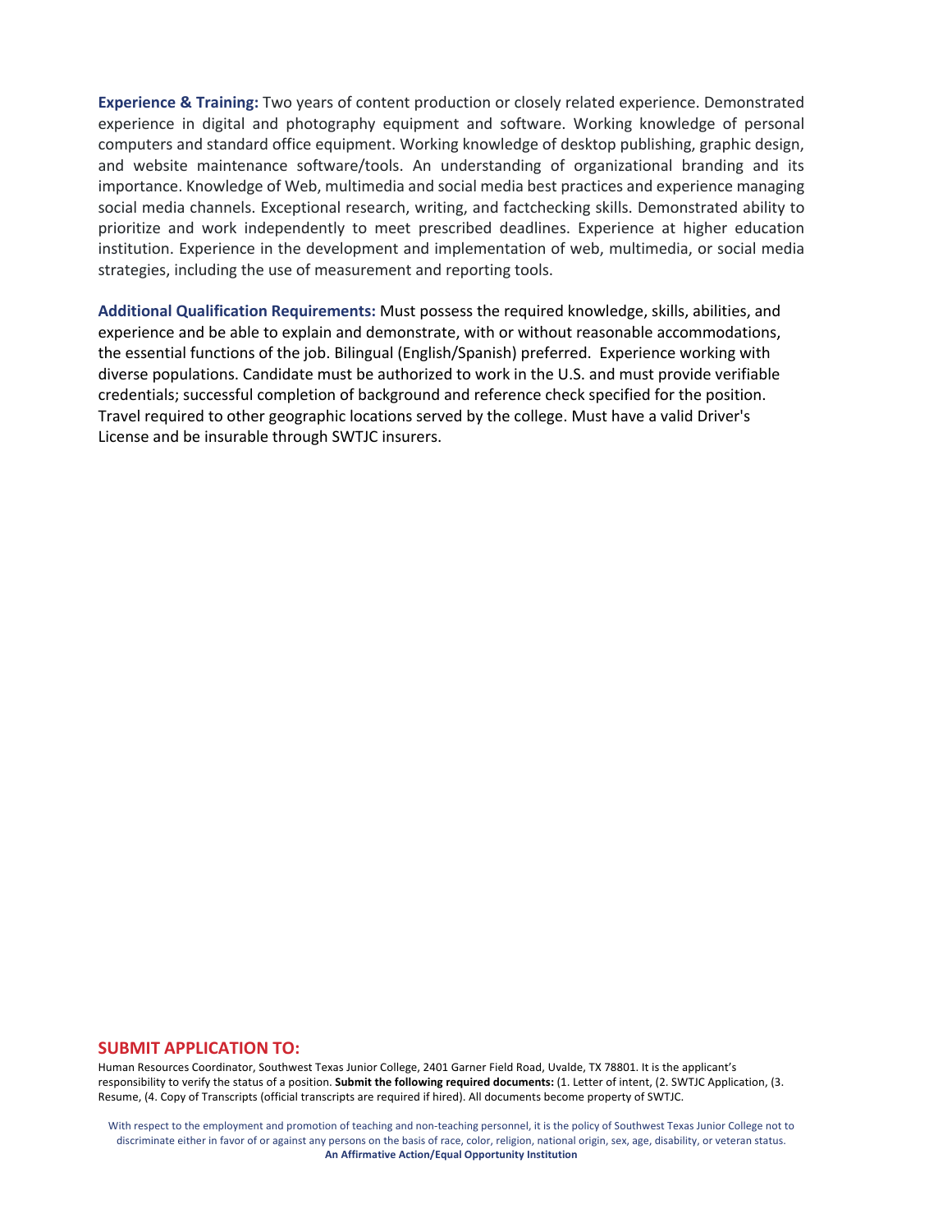**Experience & Training:** Two years of content production or closely related experience. Demonstrated experience in digital and photography equipment and software. Working knowledge of personal computers and standard office equipment. Working knowledge of desktop publishing, graphic design, and website maintenance software/tools. An understanding of organizational branding and its importance. Knowledge of Web, multimedia and social media best practices and experience managing social media channels. Exceptional research, writing, and factchecking skills. Demonstrated ability to prioritize and work independently to meet prescribed deadlines. Experience at higher education institution. Experience in the development and implementation of web, multimedia, or social media strategies, including the use of measurement and reporting tools.

**Additional Qualification Requirements:** Must possess the required knowledge, skills, abilities, and experience and be able to explain and demonstrate, with or without reasonable accommodations, the essential functions of the job. Bilingual (English/Spanish) preferred. Experience working with diverse populations. Candidate must be authorized to work in the U.S. and must provide verifiable credentials; successful completion of background and reference check specified for the position. Travel required to other geographic locations served by the college. Must have a valid Driver's License and be insurable through SWTJC insurers.

## SUBMIT APPLICATION TO:

Human Resources Coordinator, Southwest Texas Junior College, 2401 Garner Field Road, Uvalde, TX 78801. It is the applicant's responsibility to verify the status of a position. **Submit the following required documents:** (1. Letter of intent, (2. SWTJC Application, (3. Resume, (4. Copy of Transcripts (official transcripts are required if hired). All documents become property of SWTJC.

With respect to the employment and promotion of teaching and non-teaching personnel, it is the policy of Southwest Texas Junior College not to discriminate either in favor of or against any persons on the basis of race, color, religion, national origin, sex, age, disability, or veteran status.

**An Affirmative Action/Equal Opportunity Institution**